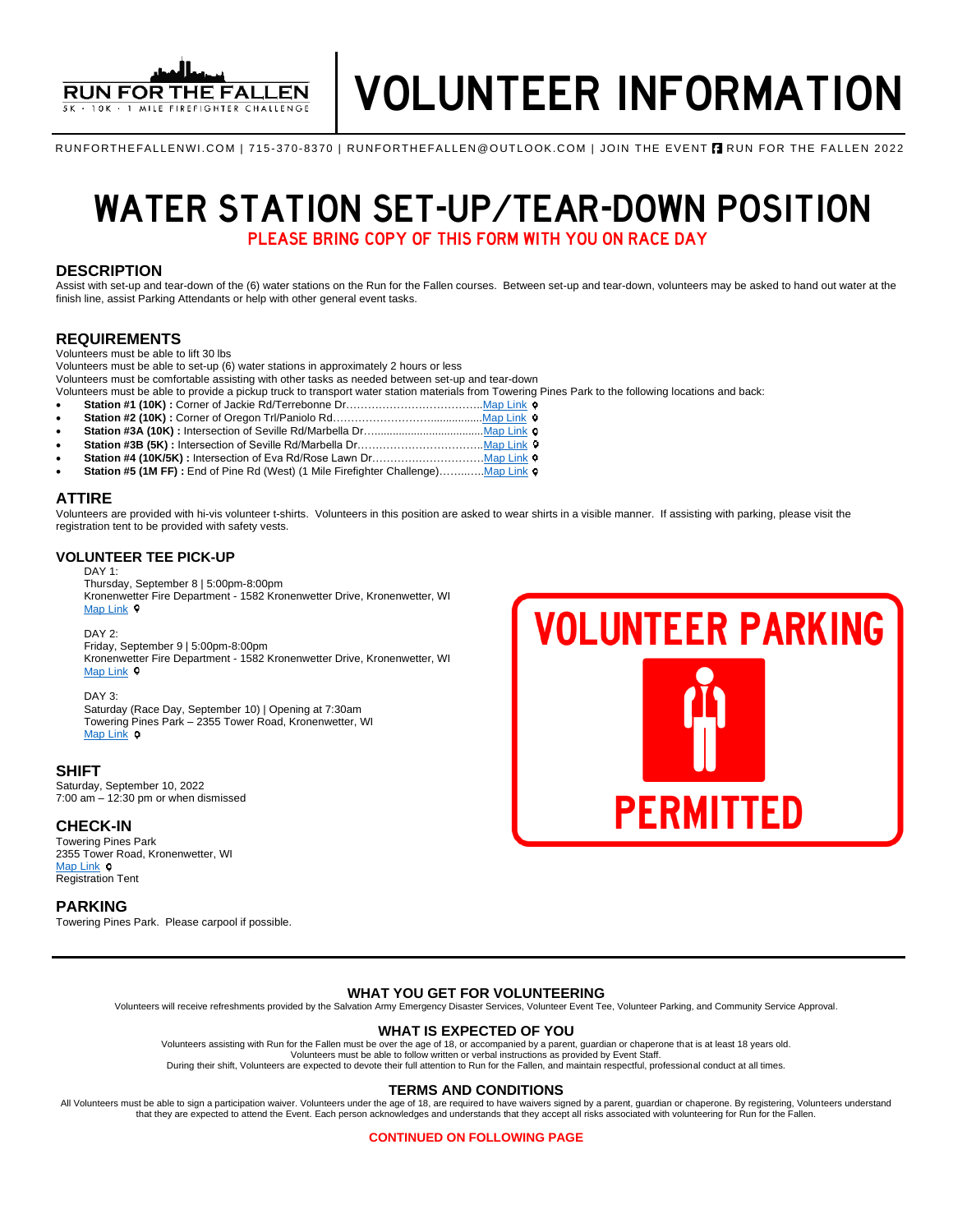RUN FOR THE FALLEN

5K · 10K · 1 MILE FIREFIGHTER CHALLENGE

# VOLUNTEER INFORMATION

RUNFORTHEFALLENWI.COM | 715-370-8370 | RUNFORTHEFALLEN@OUTLOOK.COM | JOIN THE EVENT RUN FOR THE FALLEN 2022

# WATER STATION SET-UP/TEAR-DOWN POSITION

**PLEASE BRING COPY OF THIS FORM WITH YOU ON RACE DAY**

## DESCRIPTION

Assist with set-up and tear-down of the (6) water stations on the Run for the Fallen courses. Between set-up and tear-down, volunteers may be asked to hand out water at the finish line, assist Parking Attendants or help with other general event tasks.

## REQUIREMENTS

Volunteers must be able to lift 30 lbs

Volunteers must be able to set-up (6) water stations in approximately 2 hours or less

Volunteers must be comfortable assisting with other tasks as needed between set-up and tear-down

Volunteers must be able to provide a pickup truck to transport water station materials from Towering Pines Park to the following locations and back:

- **Station #1 (10K) :** Corner of Jackie Rd/Terrebonne Dr……………………………….Map Link
- **Station #2 (10K) :** Corner of Oregon Trl/Paniolo Rd……………………….................Map Link
- **Station #3A (10K) :** Intersection of Seville Rd/Marbella Dr…..................................Map Link
- **Station #3B (5K) :** Intersection of Seville Rd/Marbella Dr……………………………..Map Link
- **Station #4 (10K/5K) :** Intersection of Eva Rd/Rose Lawn Dr…………………………Map Link
- **Station #5 (1M FF) :** End of Pine Rd (West) (1 Mile Firefighter Challenge)………..…Map Link

## ATTIRE

Volunteers are provided with hi-vis volunteer t-shirts. Volunteers in this position are asked to wear shirts in a visible manner. If assisting with parking, please visit the registration tent to be provided with safety vests.

## VOLUNTEER TEE PICK-UP

DAY 1:
Thursday, September 8 | 5:00pm-8:00pm
Kronenwetter Fire Department - 1582 Kronenwetter Drive, Kronenwetter, WI
Map Link

DAY 2:
Friday, September 9 | 5:00pm-8:00pm
Kronenwetter Fire Department - 1582 Kronenwetter Drive, Kronenwetter, WI
Map Link

DAY 3:
Saturday (Race Day, September 10) | Opening at 7:30am
Towering Pines Park – 2355 Tower Road, Kronenwetter, WI
Map Link

## SHIFT

Saturday, September 10, 2022
7:00 am – 12:30 pm or when dismissed

## CHECK-IN

Towering Pines Park
2355 Tower Road, Kronenwetter, WI
Map Link
Registration Tent

## PARKING

Towering Pines Park. Please carpool if possible.

VOLUNTEER PARKING PERMITTED

### WHAT YOU GET FOR VOLUNTEERING

Volunteers will receive refreshments provided by the Salvation Army Emergency Disaster Services, Volunteer Event Tee, Volunteer Parking, and Community Service Approval.

### WHAT IS EXPECTED OF YOU

Volunteers assisting with Run for the Fallen must be over the age of 18, or accompanied by a parent, guardian or chaperone that is at least 18 years old.
Volunteers must be able to follow written or verbal instructions as provided by Event Staff.
During their shift, Volunteers are expected to devote their full attention to Run for the Fallen, and maintain respectful, professional conduct at all times.

### TERMS AND CONDITIONS

All Volunteers must be able to sign a participation waiver. Volunteers under the age of 18, are required to have waivers signed by a parent, guardian or chaperone. By registering, Volunteers understand that they are expected to attend the Event. Each person acknowledges and understands that they accept all risks associated with volunteering for Run for the Fallen.

**CONTINUED ON FOLLOWING PAGE**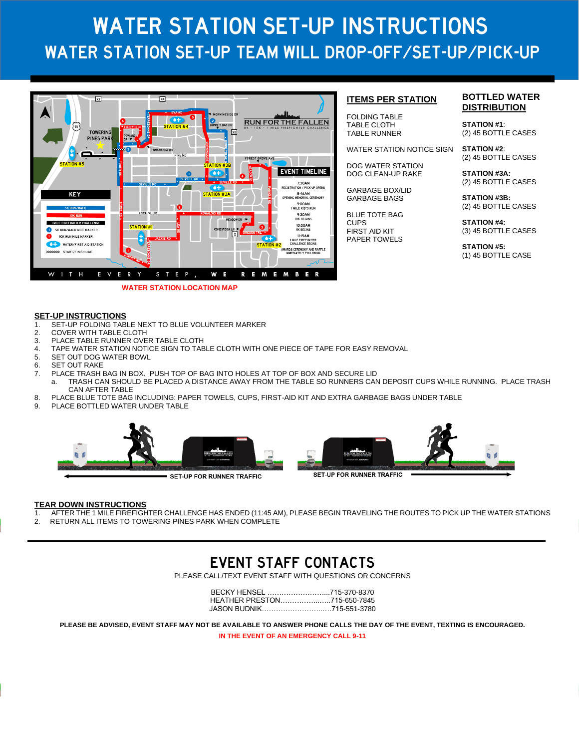# WATER STATION SET-UP INSTRUCTIONS

## WATER STATION SET-UP TEAM WILL DROP-OFF/SET-UP/PICK-UP

WATER STATION LOCATION MAP

### ITEMS PER STATION

FOLDING TABLE
TABLE CLOTH
TABLE RUNNER

WATER STATION NOTICE SIGN

DOG WATER STATION
DOG CLEAN-UP RAKE

GARBAGE BOX/LID
GARBAGE BAGS

BLUE TOTE BAG
CUPS
FIRST AID KIT
PAPER TOWELS

### BOTTLED WATER DISTRIBUTION

**STATION #1**:
(2) 45 BOTTLE CASES

**STATION #2**:
(2) 45 BOTTLE CASES

**STATION #3A:**
(2) 45 BOTTLE CASES

**STATION #3B:**
(2) 45 BOTTLE CASES

**STATION #4:**
(3) 45 BOTTLE CASES

**STATION #5:**
(1) 45 BOTTLE CASE

### SET-UP INSTRUCTIONS

1. SET-UP FOLDING TABLE NEXT TO BLUE VOLUNTEER MARKER
2. COVER WITH TABLE CLOTH
3. PLACE TABLE RUNNER OVER TABLE CLOTH
4. TAPE WATER STATION NOTICE SIGN TO TABLE CLOTH WITH ONE PIECE OF TAPE FOR EASY REMOVAL
5. SET OUT DOG WATER BOWL
6. SET OUT RAKE
7. PLACE TRASH BAG IN BOX. PUSH TOP OF BAG INTO HOLES AT TOP OF BOX AND SECURE LID
   a. TRASH CAN SHOULD BE PLACED A DISTANCE AWAY FROM THE TABLE SO RUNNERS CAN DEPOSIT CUPS WHILE RUNNING. PLACE TRASH CAN AFTER TABLE
8. PLACE BLUE TOTE BAG INCLUDING: PAPER TOWELS, CUPS, FIRST-AID KIT AND EXTRA GARBAGE BAGS UNDER TABLE
9. PLACE BOTTLED WATER UNDER TABLE

SET-UP FOR RUNNER TRAFFIC

SET-UP FOR RUNNER TRAFFIC

### TEAR DOWN INSTRUCTIONS

1. AFTER THE 1 MILE FIREFIGHTER CHALLENGE HAS ENDED (11:45 AM), PLEASE BEGIN TRAVELING THE ROUTES TO PICK UP THE WATER STATIONS
2. RETURN ALL ITEMS TO TOWERING PINES PARK WHEN COMPLETE

## EVENT STAFF CONTACTS

PLEASE CALL/TEXT EVENT STAFF WITH QUESTIONS OR CONCERNS

BECKY HENSEL ………………………...715-370-8370
HEATHER PRESTON…………….…...715-650-7845
JASON BUDNIK……………………..…715-551-3780

**PLEASE BE ADVISED, EVENT STAFF MAY NOT BE AVAILABLE TO ANSWER PHONE CALLS THE DAY OF THE EVENT, TEXTING IS ENCOURAGED.**

**IN THE EVENT OF AN EMERGENCY CALL 9-11**